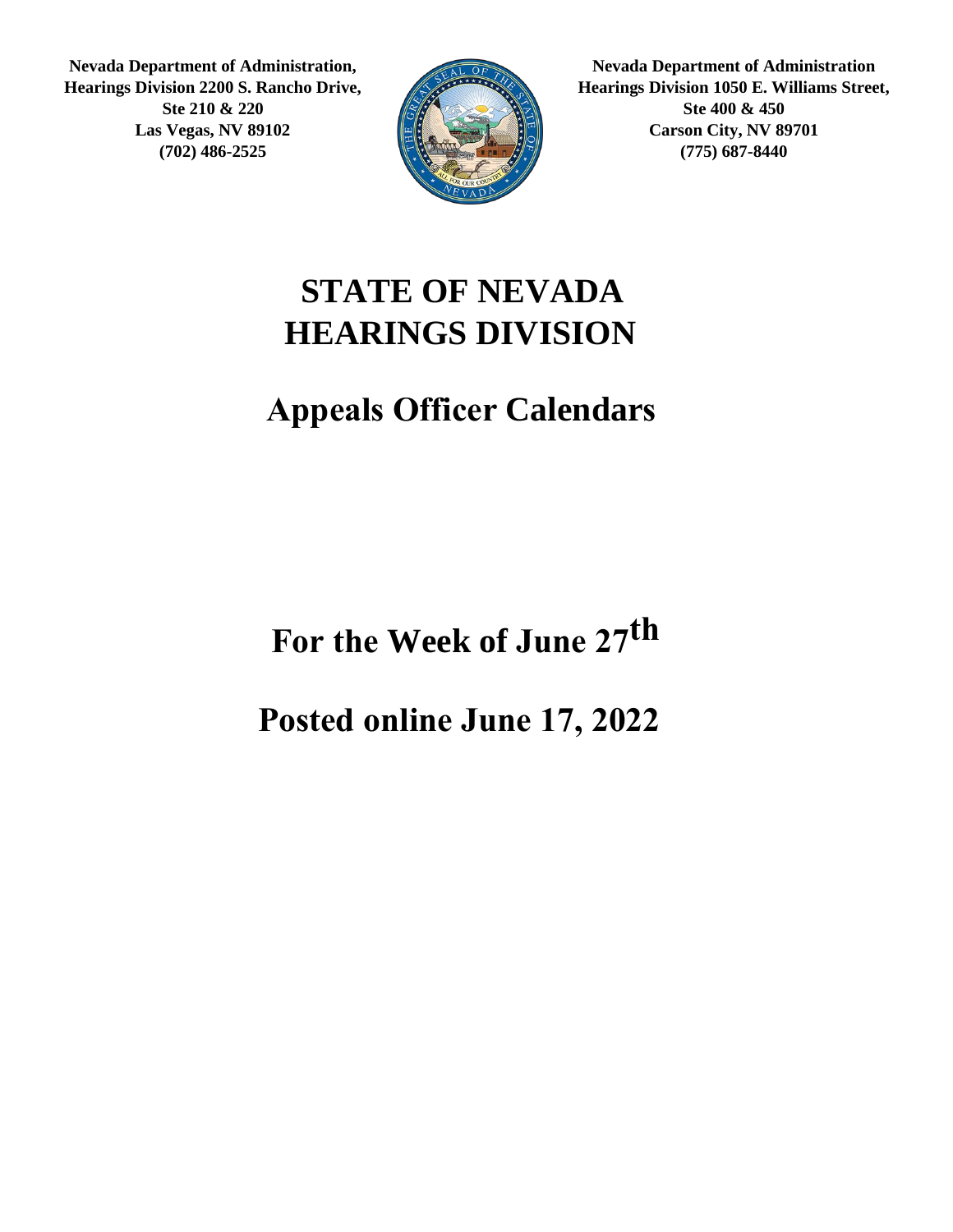**Nevada Department of Administration, Hearings Division 2200 S. Rancho Drive, Ste 210 & 220 Las Vegas, NV 89102 (702) 486-2525**

**Nevada Department of Administration Hearings Division 1050 E. Williams Street, Ste 400 & 450 Carson City, NV 89701 (775) 687-8440**

# STATE OF NEVADA HEARINGS DIVISION

# Appeals Officer Calendars

# For the Week of June 27th

# Posted online June 17, 2022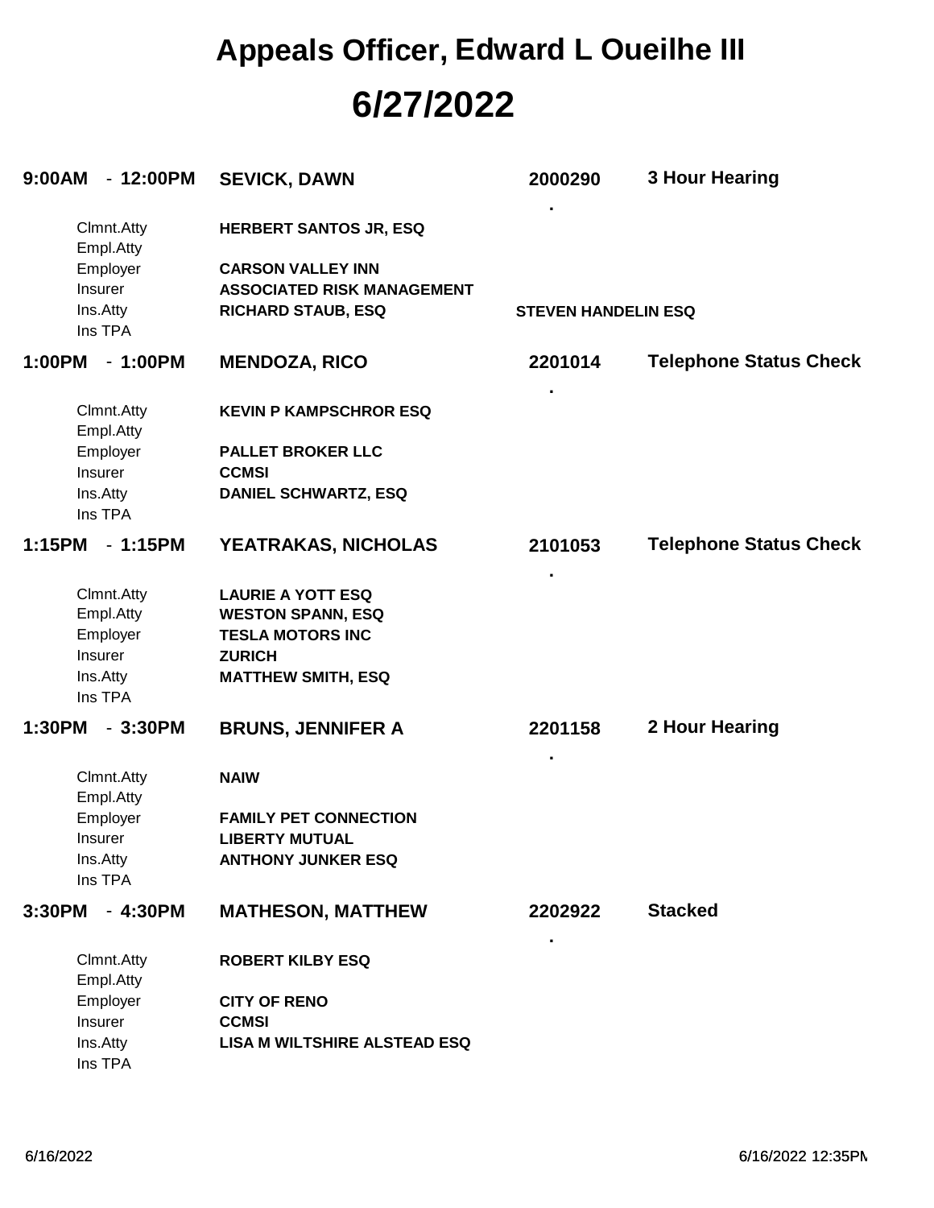# Appeals Officer, Edward L Oueilhe III

# 6/27/2022

**9:00AM - 12:00PM** **SEVICK, DAWN** **2000290** **3 Hour Hearing**

.

| | | |
|---|---|---|
| Clmnt.Atty | **HERBERT SANTOS JR, ESQ** | |
| Empl.Atty | | |
| Employer | **CARSON VALLEY INN** | |
| Insurer | **ASSOCIATED RISK MANAGEMENT** | |
| Ins.Atty | **RICHARD STAUB, ESQ** | **STEVEN HANDELIN ESQ** |
| Ins TPA | | |

**1:00PM - 1:00PM** **MENDOZA, RICO** **2201014** **Telephone Status Check**

.

| | |
|---|---|
| Clmnt.Atty | **KEVIN P KAMPSCHROR ESQ** |
| Empl.Atty | |
| Employer | **PALLET BROKER LLC** |
| Insurer | **CCMSI** |
| Ins.Atty | **DANIEL SCHWARTZ, ESQ** |
| Ins TPA | |

**1:15PM - 1:15PM** **YEATRAKAS, NICHOLAS** **2101053** **Telephone Status Check**

.

| | |
|---|---|
| Clmnt.Atty | **LAURIE A YOTT ESQ** |
| Empl.Atty | **WESTON SPANN, ESQ** |
| Employer | **TESLA MOTORS INC** |
| Insurer | **ZURICH** |
| Ins.Atty | **MATTHEW SMITH, ESQ** |
| Ins TPA | |

**1:30PM - 3:30PM** **BRUNS, JENNIFER A** **2201158** **2 Hour Hearing**

.

| | |
|---|---|
| Clmnt.Atty | **NAIW** |
| Empl.Atty | |
| Employer | **FAMILY PET CONNECTION** |
| Insurer | **LIBERTY MUTUAL** |
| Ins.Atty | **ANTHONY JUNKER ESQ** |
| Ins TPA | |

**3:30PM - 4:30PM** **MATHESON, MATTHEW** **2202922** **Stacked**

.

| | |
|---|---|
| Clmnt.Atty | **ROBERT KILBY ESQ** |
| Empl.Atty | |
| Employer | **CITY OF RENO** |
| Insurer | **CCMSI** |
| Ins.Atty | **LISA M WILTSHIRE ALSTEAD ESQ** |
| Ins TPA | |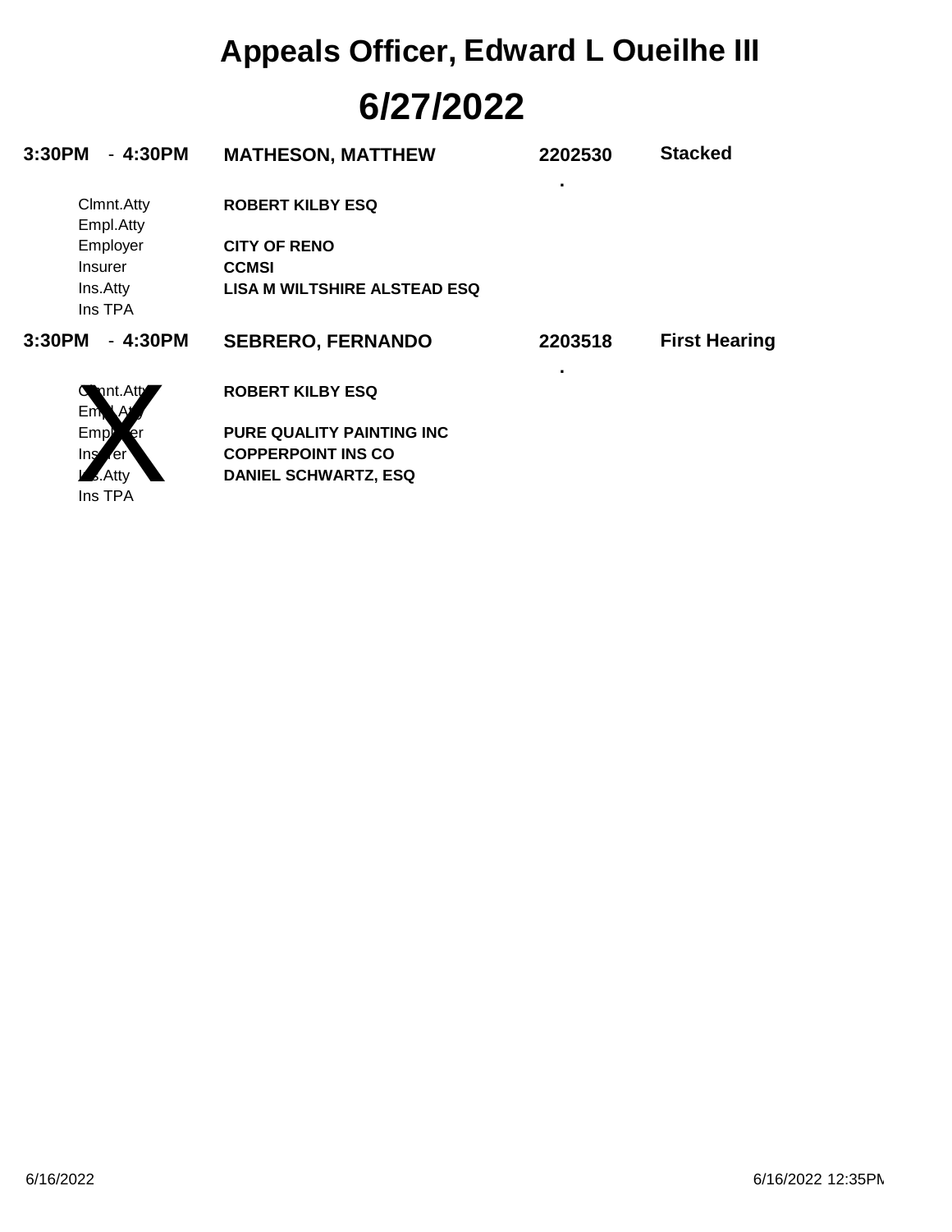# Appeals Officer, Edward L Oueilhe III

## 6/27/2022

**3:30PM - 4:30PM** **MATHESON, MATTHEW** **2202530** **Stacked**

.

| | |
|---|---|
| Clmnt.Atty | **ROBERT KILBY ESQ** |
| Empl.Atty | |
| Employer | **CITY OF RENO** |
| Insurer | **CCMSI** |
| Ins.Atty | **LISA M WILTSHIRE ALSTEAD ESQ** |
| Ins TPA | |

**3:30PM - 4:30PM** **SEBRERO, FERNANDO** **2203518** **First Hearing**

.

X

| | |
|---|---|
| Clmnt.Atty | **ROBERT KILBY ESQ** |
| Empl.Atty | |
| Employer | **PURE QUALITY PAINTING INC** |
| Insurer | **COPPERPOINT INS CO** |
| Ins.Atty | **DANIEL SCHWARTZ, ESQ** |
| Ins TPA | |

6/16/2022 6/16/2022 12:35PM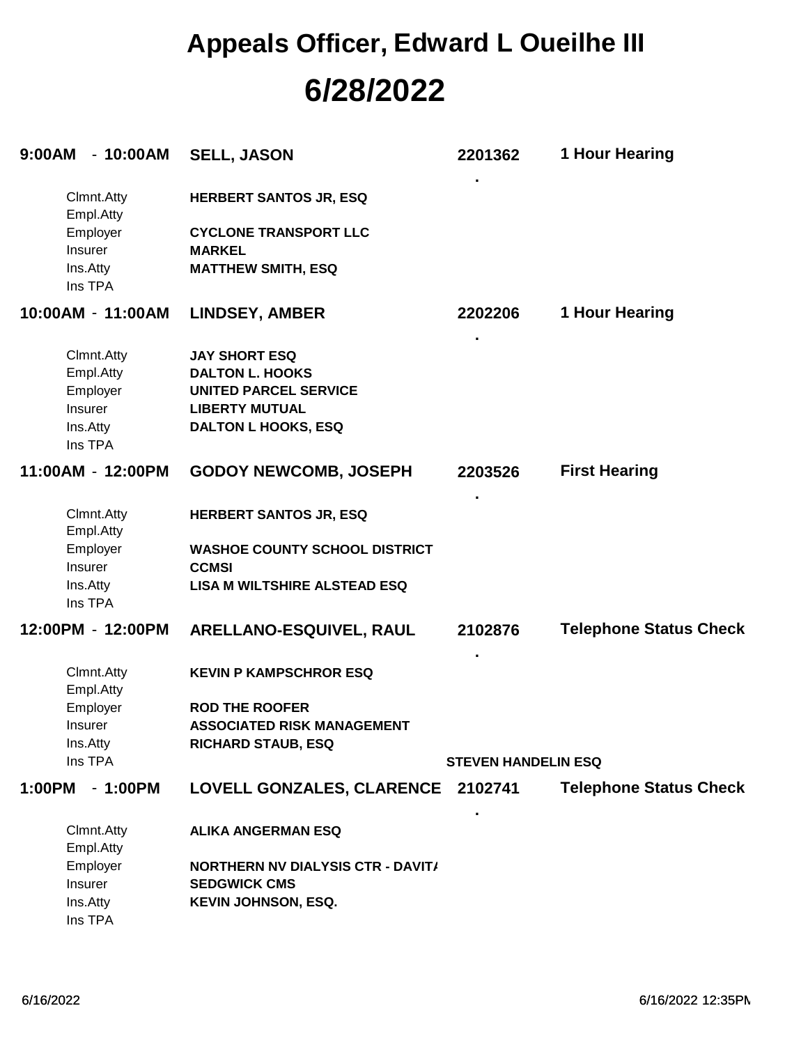# Appeals Officer, Edward L Oueilhe III

# 6/28/2022

**9:00AM - 10:00AM** | **SELL, JASON** | **2201362** | **1 Hour Hearing**

| | |
|---|---|
| Clmnt.Atty | **HERBERT SANTOS JR, ESQ** |
| Empl.Atty | |
| Employer | **CYCLONE TRANSPORT LLC** |
| Insurer | **MARKEL** |
| Ins.Atty | **MATTHEW SMITH, ESQ** |
| Ins TPA | |

**10:00AM - 11:00AM** | **LINDSEY, AMBER** | **2202206** | **1 Hour Hearing**

| | |
|---|---|
| Clmnt.Atty | **JAY SHORT ESQ** |
| Empl.Atty | **DALTON L. HOOKS** |
| Employer | **UNITED PARCEL SERVICE** |
| Insurer | **LIBERTY MUTUAL** |
| Ins.Atty | **DALTON L HOOKS, ESQ** |
| Ins TPA | |

**11:00AM - 12:00PM** | **GODOY NEWCOMB, JOSEPH** | **2203526** | **First Hearing**

| | |
|---|---|
| Clmnt.Atty | **HERBERT SANTOS JR, ESQ** |
| Empl.Atty | |
| Employer | **WASHOE COUNTY SCHOOL DISTRICT** |
| Insurer | **CCMSI** |
| Ins.Atty | **LISA M WILTSHIRE ALSTEAD ESQ** |
| Ins TPA | |

**12:00PM - 12:00PM** | **ARELLANO-ESQUIVEL, RAUL** | **2102876** | **Telephone Status Check**

| | |
|---|---|
| Clmnt.Atty | **KEVIN P KAMPSCHROR ESQ** |
| Empl.Atty | |
| Employer | **ROD THE ROOFER** |
| Insurer | **ASSOCIATED RISK MANAGEMENT** |
| Ins.Atty | **RICHARD STAUB, ESQ** |
| Ins TPA | |

**STEVEN HANDELIN ESQ**

**1:00PM - 1:00PM** | **LOVELL GONZALES, CLARENCE** | **2102741** | **Telephone Status Check**

| | |
|---|---|
| Clmnt.Atty | **ALIKA ANGERMAN ESQ** |
| Empl.Atty | |
| Employer | **NORTHERN NV DIALYSIS CTR - DAVITA** |
| Insurer | **SEDGWICK CMS** |
| Ins.Atty | **KEVIN JOHNSON, ESQ.** |
| Ins TPA | |

6/16/2022 | 6/16/2022 12:35PM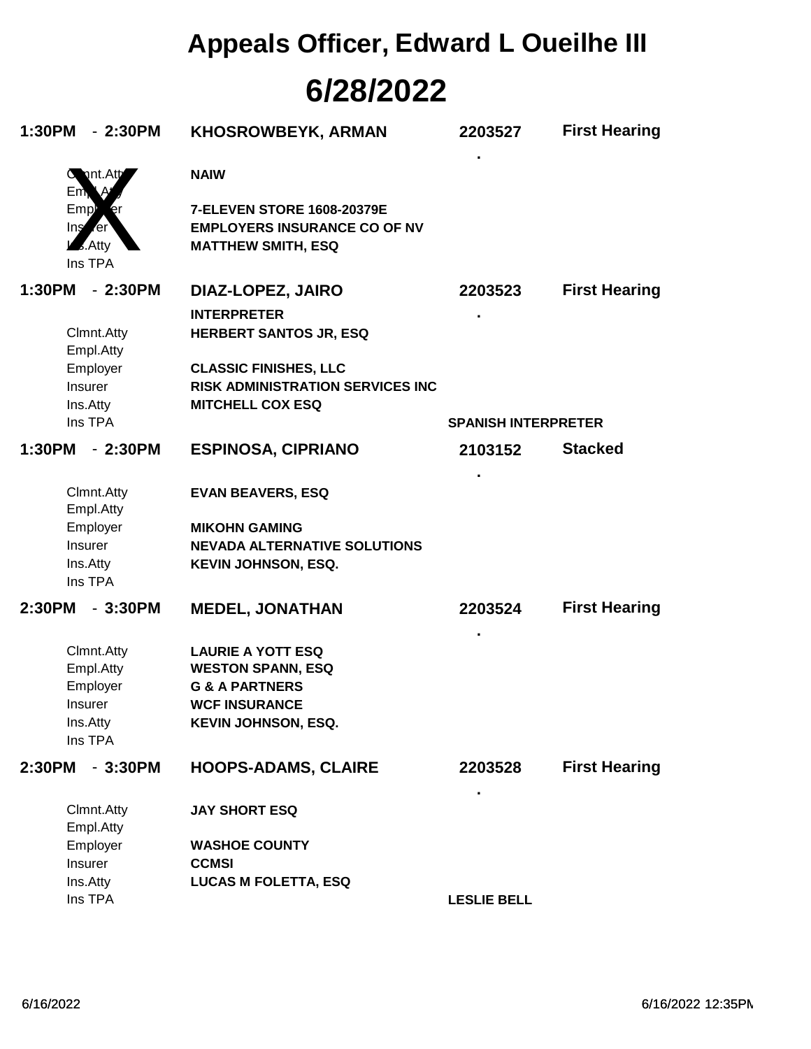# Appeals Officer, Edward L Oueilhe III

# 6/28/2022

| Time | Name | Case No. | Type |
|---|---|---|---|
| **1:30PM - 2:30PM** | **KHOSROWBEYK, ARMAN** | **2203527** | **First Hearing** |
| | | . | |
| Clmnt.Atty | **NAIW** | | |
| Empl.Atty | | | |
| Employer | **7-ELEVEN STORE 1608-20379E** | | |
| Insurer | **EMPLOYERS INSURANCE CO OF NV** | | |
| Ins.Atty | **MATTHEW SMITH, ESQ** | | |
| Ins TPA | | | |
| **1:30PM - 2:30PM** | **DIAZ-LOPEZ, JAIRO** | **2203523** | **First Hearing** |
| | **INTERPRETER** | . | |
| Clmnt.Atty | **HERBERT SANTOS JR, ESQ** | | |
| Empl.Atty | | | |
| Employer | **CLASSIC FINISHES, LLC** | | |
| Insurer | **RISK ADMINISTRATION SERVICES INC** | | |
| Ins.Atty | **MITCHELL COX ESQ** | | |
| Ins TPA | | **SPANISH INTERPRETER** | |
| **1:30PM - 2:30PM** | **ESPINOSA, CIPRIANO** | **2103152** | **Stacked** |
| | | . | |
| Clmnt.Atty | **EVAN BEAVERS, ESQ** | | |
| Empl.Atty | | | |
| Employer | **MIKOHN GAMING** | | |
| Insurer | **NEVADA ALTERNATIVE SOLUTIONS** | | |
| Ins.Atty | **KEVIN JOHNSON, ESQ.** | | |
| Ins TPA | | | |
| **2:30PM - 3:30PM** | **MEDEL, JONATHAN** | **2203524** | **First Hearing** |
| | | . | |
| Clmnt.Atty | **LAURIE A YOTT ESQ** | | |
| Empl.Atty | **WESTON SPANN, ESQ** | | |
| Employer | **G & A PARTNERS** | | |
| Insurer | **WCF INSURANCE** | | |
| Ins.Atty | **KEVIN JOHNSON, ESQ.** | | |
| Ins TPA | | | |
| **2:30PM - 3:30PM** | **HOOPS-ADAMS, CLAIRE** | **2203528** | **First Hearing** |
| | | . | |
| Clmnt.Atty | **JAY SHORT ESQ** | | |
| Empl.Atty | | | |
| Employer | **WASHOE COUNTY** | | |
| Insurer | **CCMSI** | | |
| Ins.Atty | **LUCAS M FOLETTA, ESQ** | | |
| Ins TPA | | **LESLIE BELL** | |

X

6/16/2022 &nbsp;&nbsp;&nbsp;&nbsp; 6/16/2022 12:35PM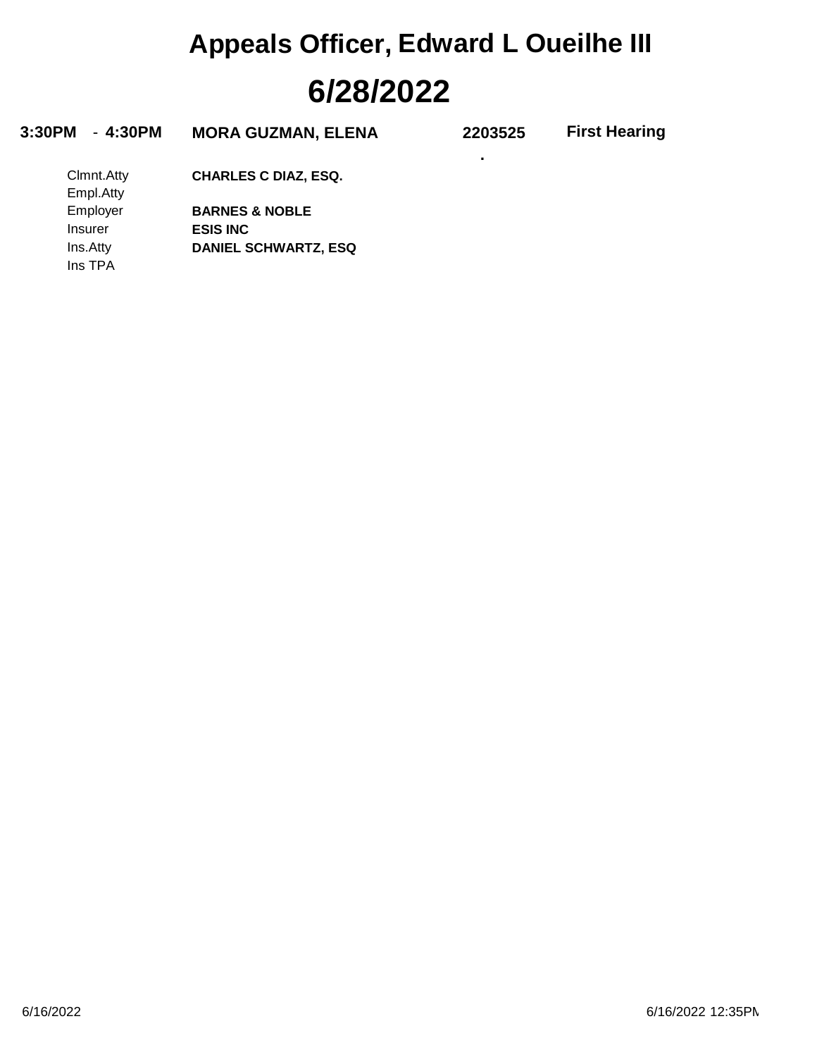# Appeals Officer, Edward L Oueilhe III

# 6/28/2022

| 3:30PM - 4:30PM | MORA GUZMAN, ELENA | 2203525 | First Hearing |
|---|---|---|---|
| | | . | |
| Clmnt.Atty | CHARLES C DIAZ, ESQ. | | |
| Empl.Atty | | | |
| Employer | BARNES & NOBLE | | |
| Insurer | ESIS INC | | |
| Ins.Atty | DANIEL SCHWARTZ, ESQ | | |
| Ins TPA | | | |

6/16/2022 6/16/2022 12:35PM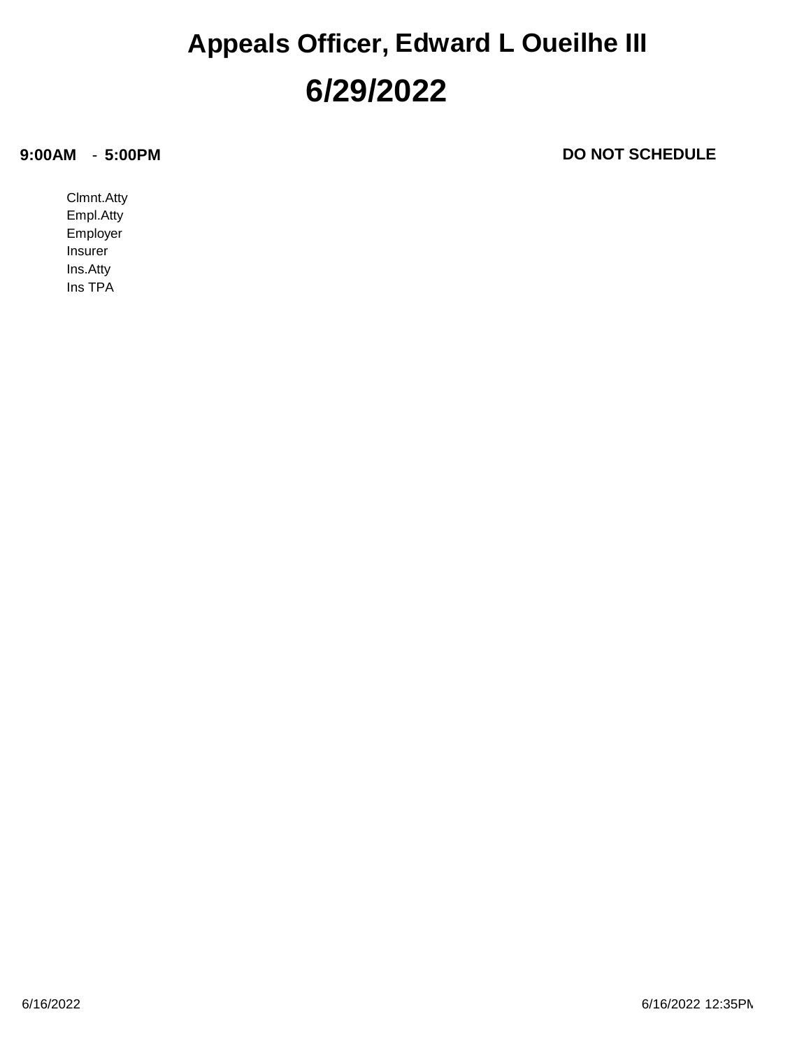# Appeals Officer, Edward L Oueilhe III

# 6/29/2022

**9:00AM - 5:00PM** **DO NOT SCHEDULE**

Clmnt.Atty
Empl.Atty
Employer
Insurer
Ins.Atty
Ins TPA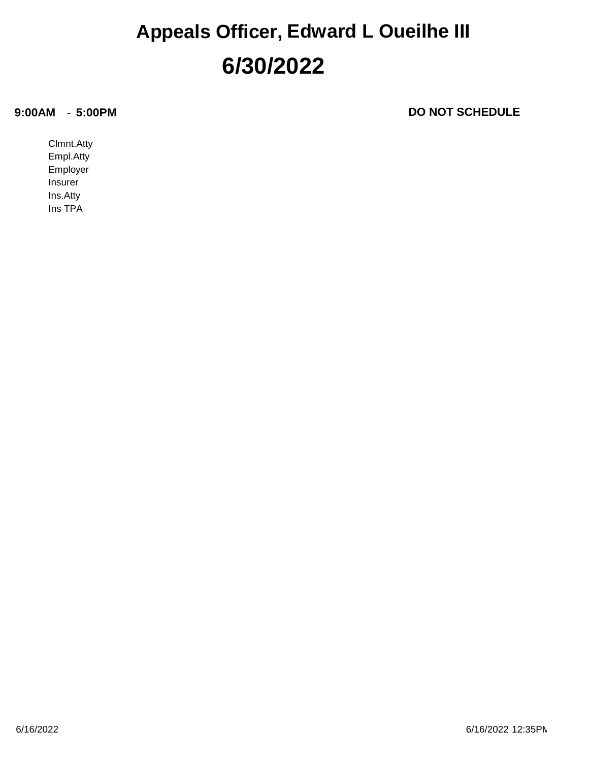# Appeals Officer, Edward L Oueilhe III

# 6/30/2022

**9:00AM - 5:00PM** **DO NOT SCHEDULE**

Clmnt.Atty
Empl.Atty
Employer
Insurer
Ins.Atty
Ins TPA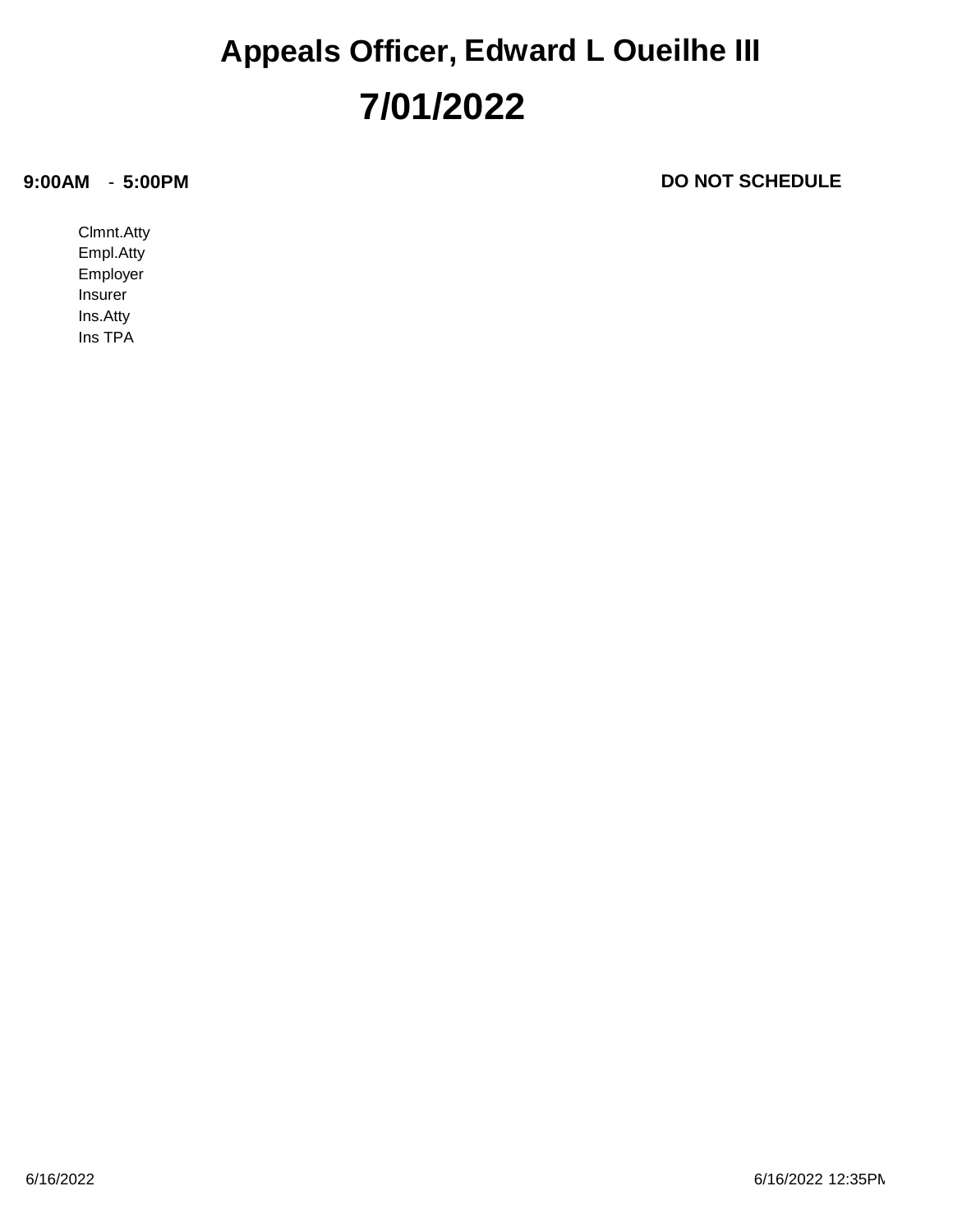# Appeals Officer, Edward L Oueilhe III

# 7/01/2022

**9:00AM - 5:00PM** **DO NOT SCHEDULE**

Clmnt.Atty
Empl.Atty
Employer
Insurer
Ins.Atty
Ins TPA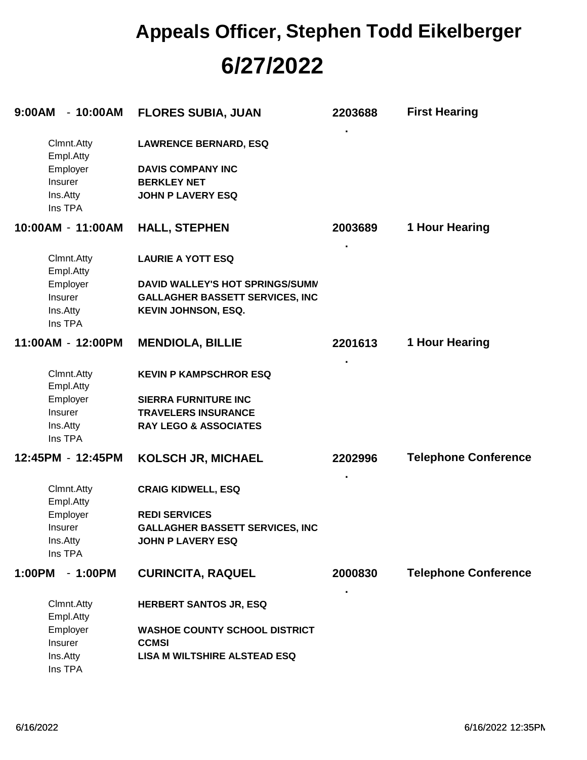# Appeals Officer, Stephen Todd Eikelberger

# 6/27/2022

**9:00AM - 10:00AM** **FLORES SUBIA, JUAN** **2203688** **First Hearing**

| | |
|---|---|
| Clmnt.Atty | **LAWRENCE BERNARD, ESQ** |
| Empl.Atty | |
| Employer | **DAVIS COMPANY INC** |
| Insurer | **BERKLEY NET** |
| Ins.Atty | **JOHN P LAVERY ESQ** |
| Ins TPA | |

**10:00AM - 11:00AM** **HALL, STEPHEN** **2003689** **1 Hour Hearing**

| | |
|---|---|
| Clmnt.Atty | **LAURIE A YOTT ESQ** |
| Empl.Atty | |
| Employer | **DAVID WALLEY'S HOT SPRINGS/SUMM** |
| Insurer | **GALLAGHER BASSETT SERVICES, INC** |
| Ins.Atty | **KEVIN JOHNSON, ESQ.** |
| Ins TPA | |

**11:00AM - 12:00PM** **MENDIOLA, BILLIE** **2201613** **1 Hour Hearing**

| | |
|---|---|
| Clmnt.Atty | **KEVIN P KAMPSCHROR ESQ** |
| Empl.Atty | |
| Employer | **SIERRA FURNITURE INC** |
| Insurer | **TRAVELERS INSURANCE** |
| Ins.Atty | **RAY LEGO & ASSOCIATES** |
| Ins TPA | |

**12:45PM - 12:45PM** **KOLSCH JR, MICHAEL** **2202996** **Telephone Conference**

| | |
|---|---|
| Clmnt.Atty | **CRAIG KIDWELL, ESQ** |
| Empl.Atty | |
| Employer | **REDI SERVICES** |
| Insurer | **GALLAGHER BASSETT SERVICES, INC** |
| Ins.Atty | **JOHN P LAVERY ESQ** |
| Ins TPA | |

**1:00PM - 1:00PM** **CURINCITA, RAQUEL** **2000830** **Telephone Conference**

| | |
|---|---|
| Clmnt.Atty | **HERBERT SANTOS JR, ESQ** |
| Empl.Atty | |
| Employer | **WASHOE COUNTY SCHOOL DISTRICT** |
| Insurer | **CCMSI** |
| Ins.Atty | **LISA M WILTSHIRE ALSTEAD ESQ** |
| Ins TPA | |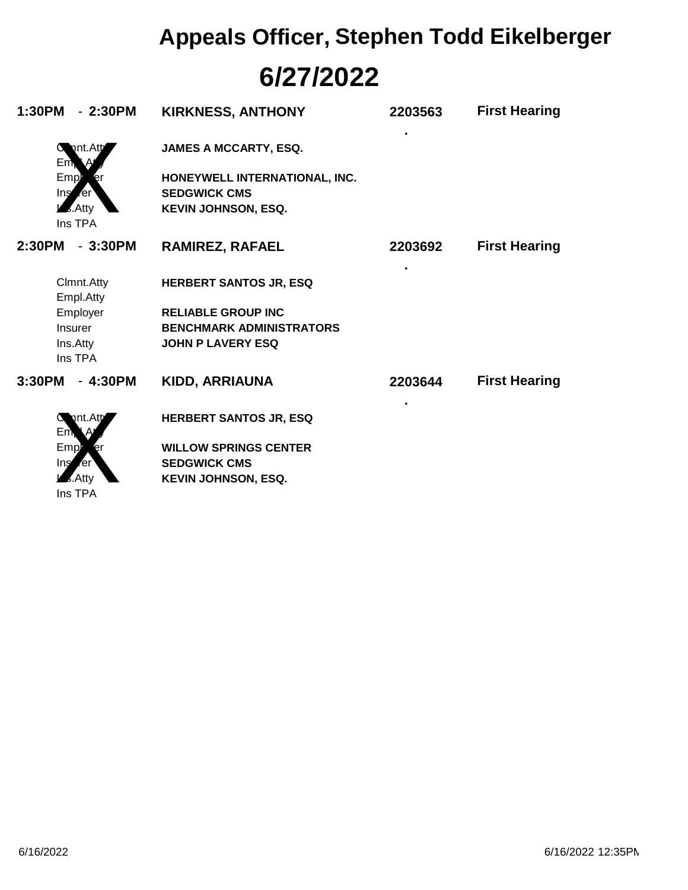# Appeals Officer, Stephen Todd Eikelberger

## 6/27/2022

**1:30PM - 2:30PM** | **KIRKNESS, ANTHONY** | **2203563** | **First Hearing**

.

| | |
|---|---|
| Clmnt.Atty | **JAMES A MCCARTY, ESQ.** |
| Empl.Atty | |
| Employer | **HONEYWELL INTERNATIONAL, INC.** |
| Insurer | **SEDGWICK CMS** |
| Ins.Atty | **KEVIN JOHNSON, ESQ.** |
| Ins TPA | |

X

**2:30PM - 3:30PM** | **RAMIREZ, RAFAEL** | **2203692** | **First Hearing**

.

| | |
|---|---|
| Clmnt.Atty | **HERBERT SANTOS JR, ESQ** |
| Empl.Atty | |
| Employer | **RELIABLE GROUP INC** |
| Insurer | **BENCHMARK ADMINISTRATORS** |
| Ins.Atty | **JOHN P LAVERY ESQ** |
| Ins TPA | |

**3:30PM - 4:30PM** | **KIDD, ARRIAUNA** | **2203644** | **First Hearing**

.

| | |
|---|---|
| Clmnt.Atty | **HERBERT SANTOS JR, ESQ** |
| Empl.Atty | |
| Employer | **WILLOW SPRINGS CENTER** |
| Insurer | **SEDGWICK CMS** |
| Ins.Atty | **KEVIN JOHNSON, ESQ.** |
| Ins TPA | |

X

6/16/2022 6/16/2022 12:35PM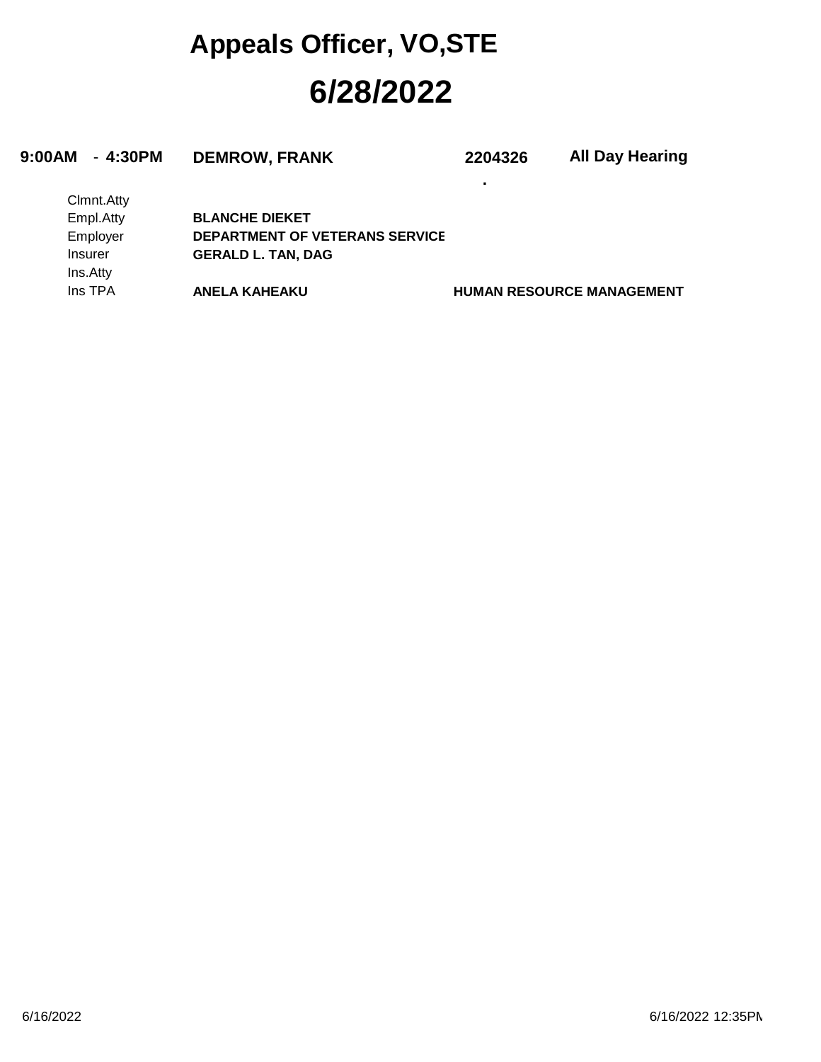# Appeals Officer, VO,STE

# 6/28/2022

| | | | |
|---|---|---|---|
| **9:00AM - 4:30PM** | **DEMROW, FRANK** | **2204326** | **All Day Hearing** |
| | | . | |
| Clmnt.Atty | | | |
| Empl.Atty | **BLANCHE DIEKET** | | |
| Employer | **DEPARTMENT OF VETERANS SERVICE** | | |
| Insurer | **GERALD L. TAN, DAG** | | |
| Ins.Atty | | | |
| Ins TPA | **ANELA KAHEAKU** | **HUMAN RESOURCE MANAGEMENT** | |

6/16/2022

6/16/2022 12:35PM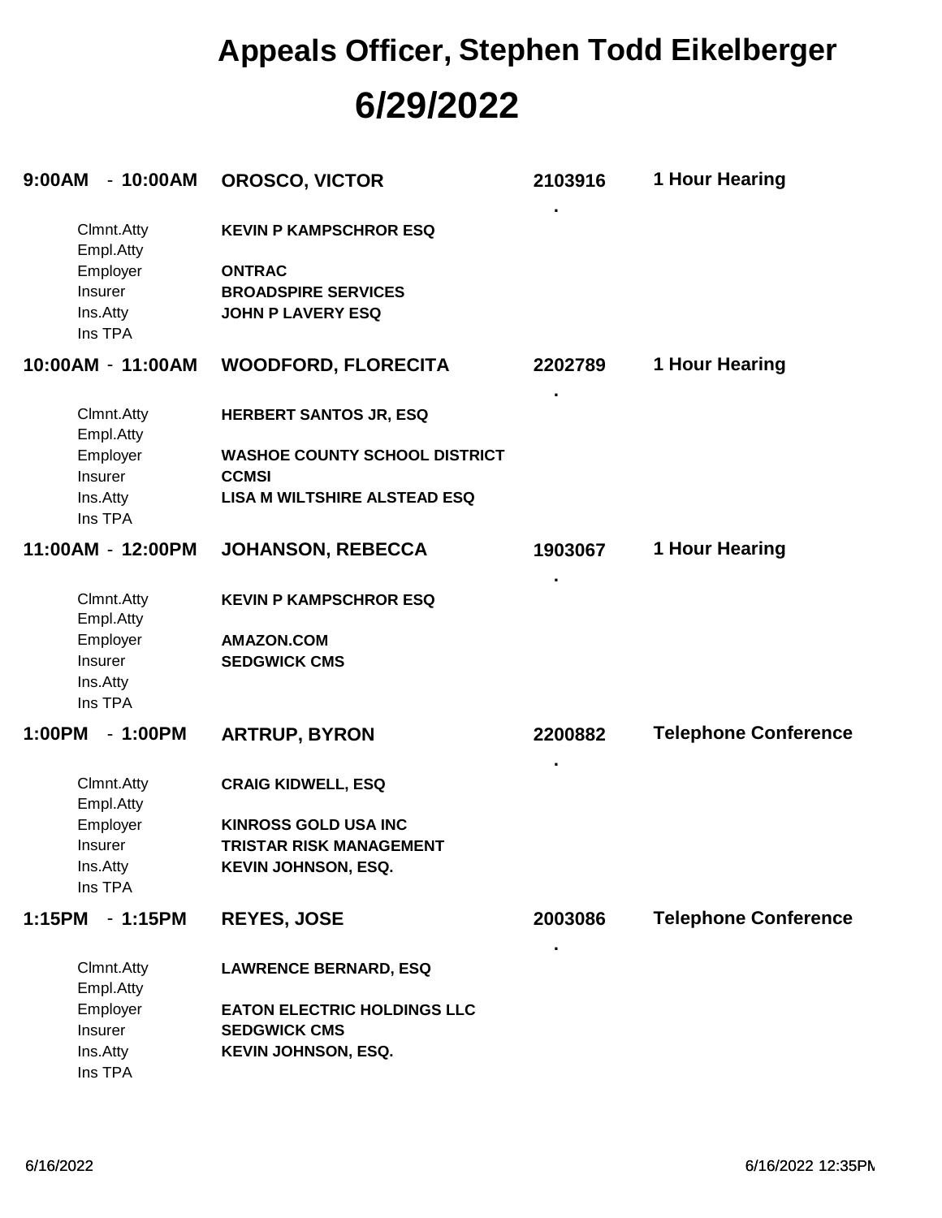# Appeals Officer, Stephen Todd Eikelberger

# 6/29/2022

**9:00AM - 10:00AM** | **OROSCO, VICTOR** | **2103916** | **1 Hour Hearing**

| | |
|---|---|
| Clmnt.Atty | **KEVIN P KAMPSCHROR ESQ** |
| Empl.Atty | |
| Employer | **ONTRAC** |
| Insurer | **BROADSPIRE SERVICES** |
| Ins.Atty | **JOHN P LAVERY ESQ** |
| Ins TPA | |

**10:00AM - 11:00AM** | **WOODFORD, FLORECITA** | **2202789** | **1 Hour Hearing**

| | |
|---|---|
| Clmnt.Atty | **HERBERT SANTOS JR, ESQ** |
| Empl.Atty | |
| Employer | **WASHOE COUNTY SCHOOL DISTRICT** |
| Insurer | **CCMSI** |
| Ins.Atty | **LISA M WILTSHIRE ALSTEAD ESQ** |
| Ins TPA | |

**11:00AM - 12:00PM** | **JOHANSON, REBECCA** | **1903067** | **1 Hour Hearing**

| | |
|---|---|
| Clmnt.Atty | **KEVIN P KAMPSCHROR ESQ** |
| Empl.Atty | |
| Employer | **AMAZON.COM** |
| Insurer | **SEDGWICK CMS** |
| Ins.Atty | |
| Ins TPA | |

**1:00PM - 1:00PM** | **ARTRUP, BYRON** | **2200882** | **Telephone Conference**

| | |
|---|---|
| Clmnt.Atty | **CRAIG KIDWELL, ESQ** |
| Empl.Atty | |
| Employer | **KINROSS GOLD USA INC** |
| Insurer | **TRISTAR RISK MANAGEMENT** |
| Ins.Atty | **KEVIN JOHNSON, ESQ.** |
| Ins TPA | |

**1:15PM - 1:15PM** | **REYES, JOSE** | **2003086** | **Telephone Conference**

| | |
|---|---|
| Clmnt.Atty | **LAWRENCE BERNARD, ESQ** |
| Empl.Atty | |
| Employer | **EATON ELECTRIC HOLDINGS LLC** |
| Insurer | **SEDGWICK CMS** |
| Ins.Atty | **KEVIN JOHNSON, ESQ.** |
| Ins TPA | |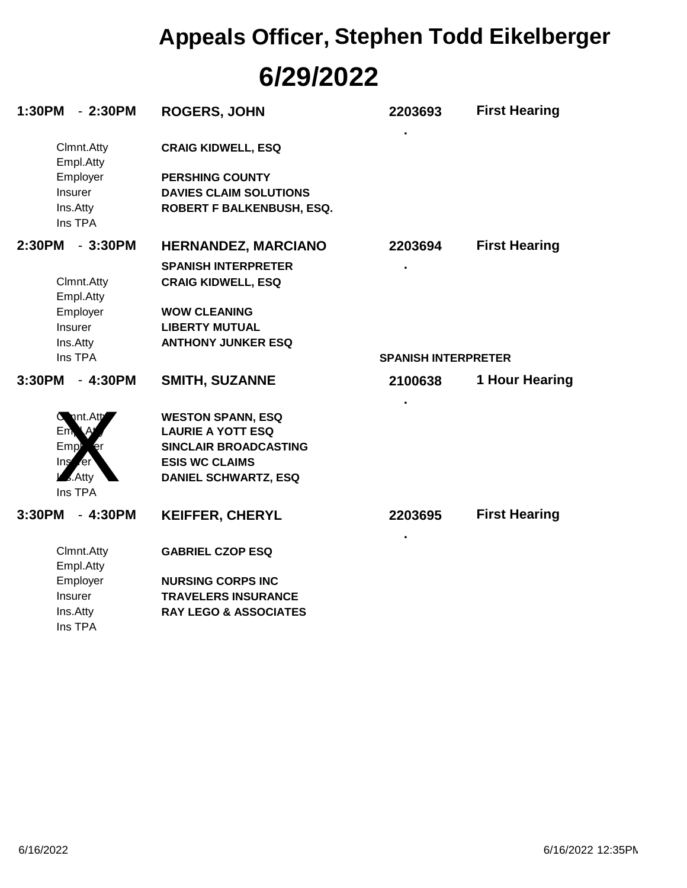# Appeals Officer, Stephen Todd Eikelberger

## 6/29/2022

**1:30PM - 2:30PM** | **ROGERS, JOHN** | **2203693** | **First Hearing**

| | |
|---|---|
| Clmnt.Atty | **CRAIG KIDWELL, ESQ** |
| Empl.Atty | |
| Employer | **PERSHING COUNTY** |
| Insurer | **DAVIES CLAIM SOLUTIONS** |
| Ins.Atty | **ROBERT F BALKENBUSH, ESQ.** |
| Ins TPA | |

**2:30PM - 3:30PM** | **HERNANDEZ, MARCIANO** | **2203694** | **First Hearing**

**SPANISH INTERPRETER**

| | |
|---|---|
| Clmnt.Atty | **CRAIG KIDWELL, ESQ** |
| Empl.Atty | |
| Employer | **WOW CLEANING** |
| Insurer | **LIBERTY MUTUAL** |
| Ins.Atty | **ANTHONY JUNKER ESQ** |
| Ins TPA | |

**SPANISH INTERPRETER**

**3:30PM - 4:30PM** | **SMITH, SUZANNE** | **2100638** | **1 Hour Hearing**

X

| | |
|---|---|
| Clmnt.Atty | **WESTON SPANN, ESQ** |
| Empl.Atty | **LAURIE A YOTT ESQ** |
| Employer | **SINCLAIR BROADCASTING** |
| Insurer | **ESIS WC CLAIMS** |
| Ins.Atty | **DANIEL SCHWARTZ, ESQ** |
| Ins TPA | |

**3:30PM - 4:30PM** | **KEIFFER, CHERYL** | **2203695** | **First Hearing**

| | |
|---|---|
| Clmnt.Atty | **GABRIEL CZOP ESQ** |
| Empl.Atty | |
| Employer | **NURSING CORPS INC** |
| Insurer | **TRAVELERS INSURANCE** |
| Ins.Atty | **RAY LEGO & ASSOCIATES** |
| Ins TPA | |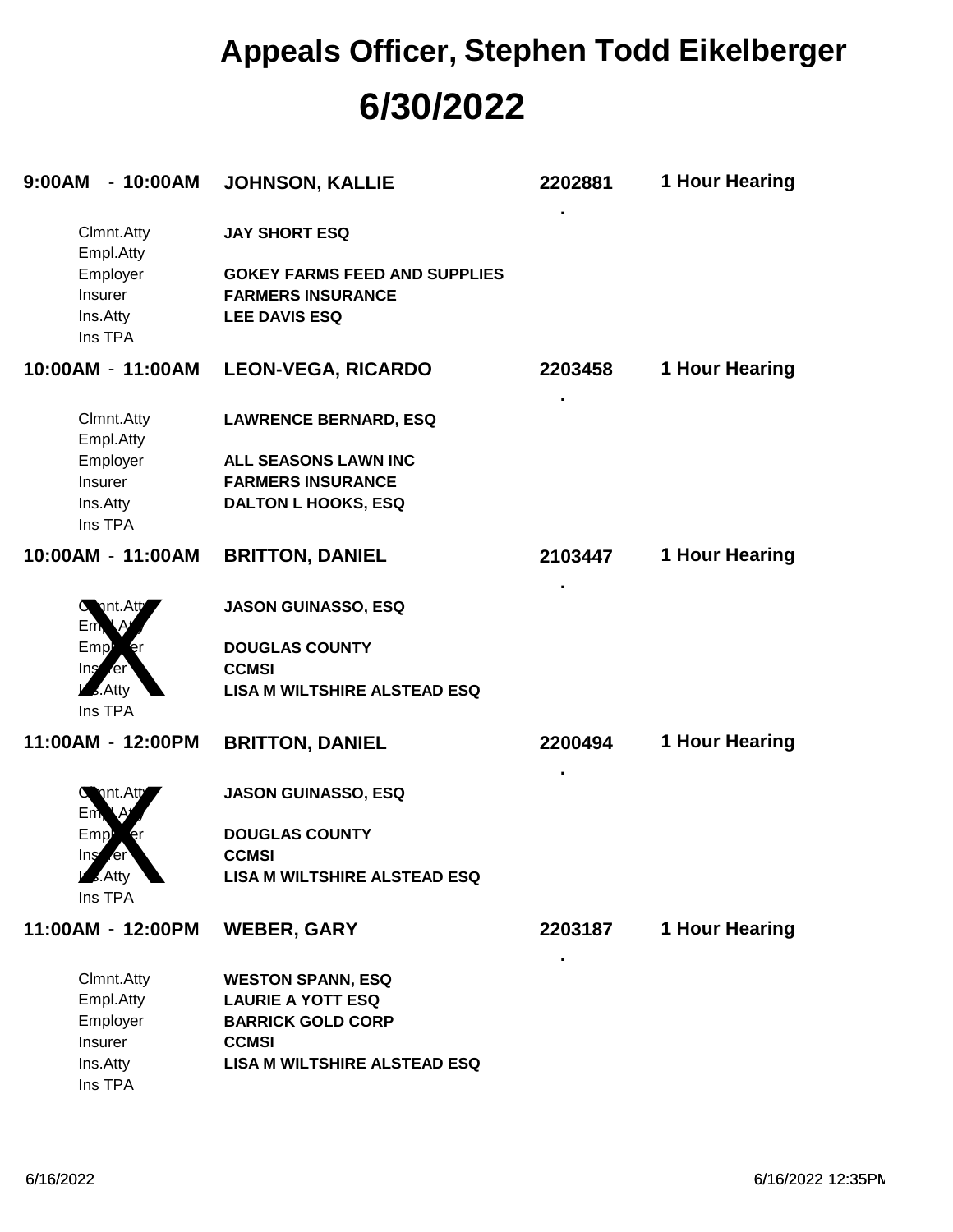# Appeals Officer, Stephen Todd Eikelberger

## 6/30/2022

| Time | Name | Case No. | Type |
|---|---|---|---|
| 9:00AM - 10:00AM | **JOHNSON, KALLIE** | 2202881 . | 1 Hour Hearing |

| Role | Name |
|---|---|
| Clmnt.Atty | JAY SHORT ESQ |
| Empl.Atty | |
| Employer | GOKEY FARMS FEED AND SUPPLIES |
| Insurer | FARMERS INSURANCE |
| Ins.Atty | LEE DAVIS ESQ |
| Ins TPA | |

| Time | Name | Case No. | Type |
|---|---|---|---|
| 10:00AM - 11:00AM | **LEON-VEGA, RICARDO** | 2203458 . | 1 Hour Hearing |

| Role | Name |
|---|---|
| Clmnt.Atty | LAWRENCE BERNARD, ESQ |
| Empl.Atty | |
| Employer | ALL SEASONS LAWN INC |
| Insurer | FARMERS INSURANCE |
| Ins.Atty | DALTON L HOOKS, ESQ |
| Ins TPA | |

| Time | Name | Case No. | Type |
|---|---|---|---|
| 10:00AM - 11:00AM | **BRITTON, DANIEL** | 2103447 . | 1 Hour Hearing |

X

| Role | Name |
|---|---|
| Clmnt.Atty | JASON GUINASSO, ESQ |
| Empl.Atty | |
| Employer | DOUGLAS COUNTY |
| Insurer | CCMSI |
| Ins.Atty | LISA M WILTSHIRE ALSTEAD ESQ |
| Ins TPA | |

| Time | Name | Case No. | Type |
|---|---|---|---|
| 11:00AM - 12:00PM | **BRITTON, DANIEL** | 2200494 . | 1 Hour Hearing |

X

| Role | Name |
|---|---|
| Clmnt.Atty | JASON GUINASSO, ESQ |
| Empl.Atty | |
| Employer | DOUGLAS COUNTY |
| Insurer | CCMSI |
| Ins.Atty | LISA M WILTSHIRE ALSTEAD ESQ |
| Ins TPA | |

| Time | Name | Case No. | Type |
|---|---|---|---|
| 11:00AM - 12:00PM | **WEBER, GARY** | 2203187 . | 1 Hour Hearing |

| Role | Name |
|---|---|
| Clmnt.Atty | WESTON SPANN, ESQ |
| Empl.Atty | LAURIE A YOTT ESQ |
| Employer | BARRICK GOLD CORP |
| Insurer | CCMSI |
| Ins.Atty | LISA M WILTSHIRE ALSTEAD ESQ |
| Ins TPA | |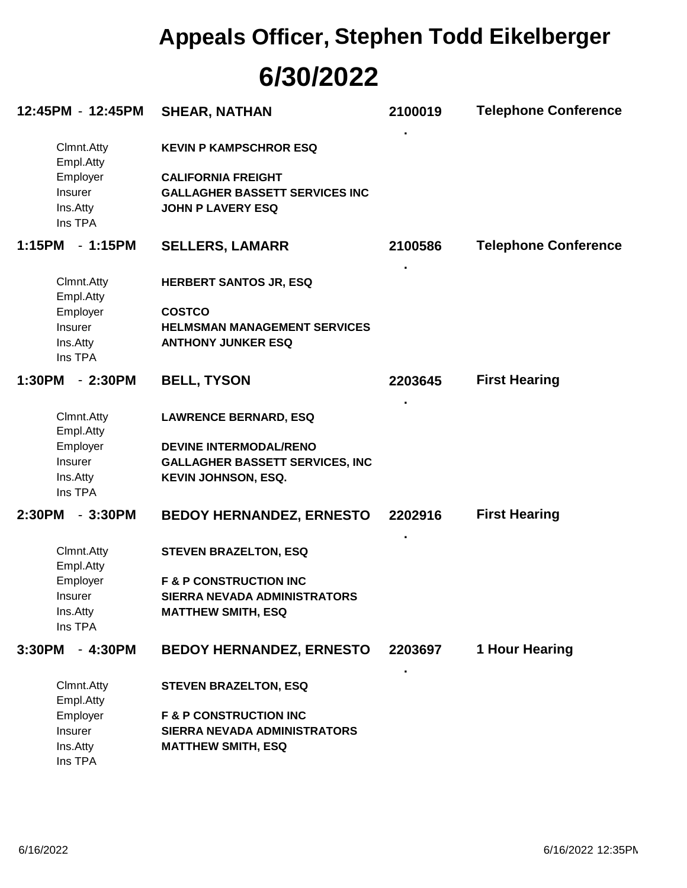# Appeals Officer, Stephen Todd Eikelberger

## 6/30/2022

**12:45PM - 12:45PM** | **SHEAR, NATHAN** | **2100019** | **Telephone Conference**

.

| | |
|---|---|
| Clmnt.Atty | **KEVIN P KAMPSCHROR ESQ** |
| Empl.Atty | |
| Employer | **CALIFORNIA FREIGHT** |
| Insurer | **GALLAGHER BASSETT SERVICES INC** |
| Ins.Atty | **JOHN P LAVERY ESQ** |
| Ins TPA | |

**1:15PM - 1:15PM** | **SELLERS, LAMARR** | **2100586** | **Telephone Conference**

.

| | |
|---|---|
| Clmnt.Atty | **HERBERT SANTOS JR, ESQ** |
| Empl.Atty | |
| Employer | **COSTCO** |
| Insurer | **HELMSMAN MANAGEMENT SERVICES** |
| Ins.Atty | **ANTHONY JUNKER ESQ** |
| Ins TPA | |

**1:30PM - 2:30PM** | **BELL, TYSON** | **2203645** | **First Hearing**

.

| | |
|---|---|
| Clmnt.Atty | **LAWRENCE BERNARD, ESQ** |
| Empl.Atty | |
| Employer | **DEVINE INTERMODAL/RENO** |
| Insurer | **GALLAGHER BASSETT SERVICES, INC** |
| Ins.Atty | **KEVIN JOHNSON, ESQ.** |
| Ins TPA | |

**2:30PM - 3:30PM** | **BEDOY HERNANDEZ, ERNESTO** | **2202916** | **First Hearing**

.

| | |
|---|---|
| Clmnt.Atty | **STEVEN BRAZELTON, ESQ** |
| Empl.Atty | |
| Employer | **F & P CONSTRUCTION INC** |
| Insurer | **SIERRA NEVADA ADMINISTRATORS** |
| Ins.Atty | **MATTHEW SMITH, ESQ** |
| Ins TPA | |

**3:30PM - 4:30PM** | **BEDOY HERNANDEZ, ERNESTO** | **2203697** | **1 Hour Hearing**

.

| | |
|---|---|
| Clmnt.Atty | **STEVEN BRAZELTON, ESQ** |
| Empl.Atty | |
| Employer | **F & P CONSTRUCTION INC** |
| Insurer | **SIERRA NEVADA ADMINISTRATORS** |
| Ins.Atty | **MATTHEW SMITH, ESQ** |
| Ins TPA | |